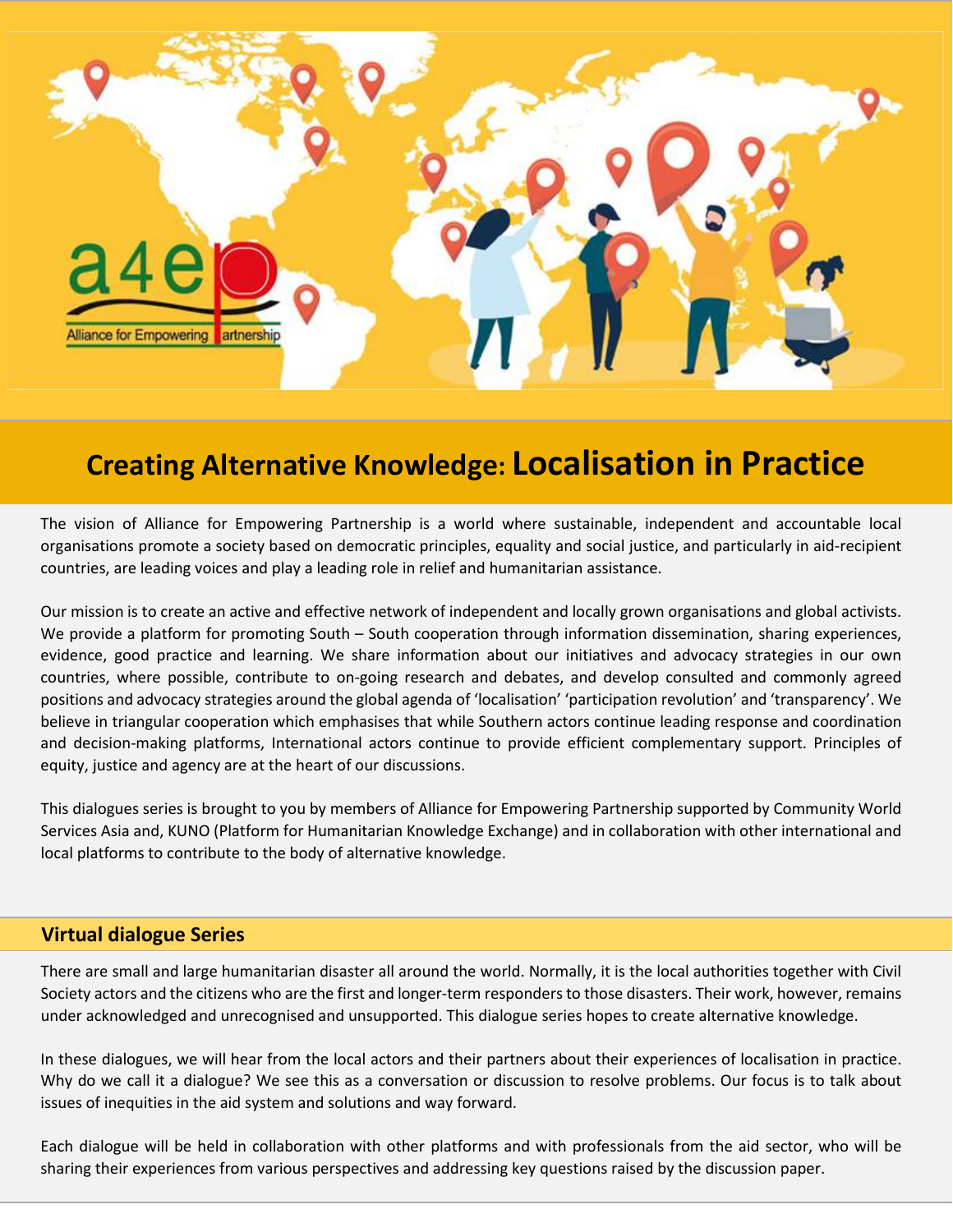# Creating Alternative Knowledge: Localisation in Practice

The vision of Alliance for Empowering Partnership is a world where sustainable, independent and accountable local organisations promote a society based on democratic principles, equality and social justice, and particularly in aid-recipient countries, are leading voices and play a leading role in relief and humanitarian assistance.

Our mission is to create an active and effective network of independent and locally grown organisations and global activists. We provide a platform for promoting South – South cooperation through information dissemination, sharing experiences, evidence, good practice and learning. We share information about our initiatives and advocacy strategies in our own countries, where possible, contribute to on-going research and debates, and develop consulted and commonly agreed positions and advocacy strategies around the global agenda of 'localisation' 'participation revolution' and 'transparency'. We believe in triangular cooperation which emphasises that while Southern actors continue leading response and coordination and decision-making platforms, International actors continue to provide efficient complementary support. Principles of equity, justice and agency are at the heart of our discussions.

This dialogues series is brought to you by members of Alliance for Empowering Partnership supported by Community World Services Asia and, KUNO (Platform for Humanitarian Knowledge Exchange) and in collaboration with other international and local platforms to contribute to the body of alternative knowledge.

## Virtual dialogue Series

There are small and large humanitarian disaster all around the world. Normally, it is the local authorities together with Civil Society actors and the citizens who are the first and longer-term responders to those disasters. Their work, however, remains under acknowledged and unrecognised and unsupported. This dialogue series hopes to create alternative knowledge.

In these dialogues, we will hear from the local actors and their partners about their experiences of localisation in practice. Why do we call it a dialogue? We see this as a conversation or discussion to resolve problems. Our focus is to talk about issues of inequities in the aid system and solutions and way forward.

Each dialogue will be held in collaboration with other platforms and with professionals from the aid sector, who will be sharing their experiences from various perspectives and addressing key questions raised by the discussion paper.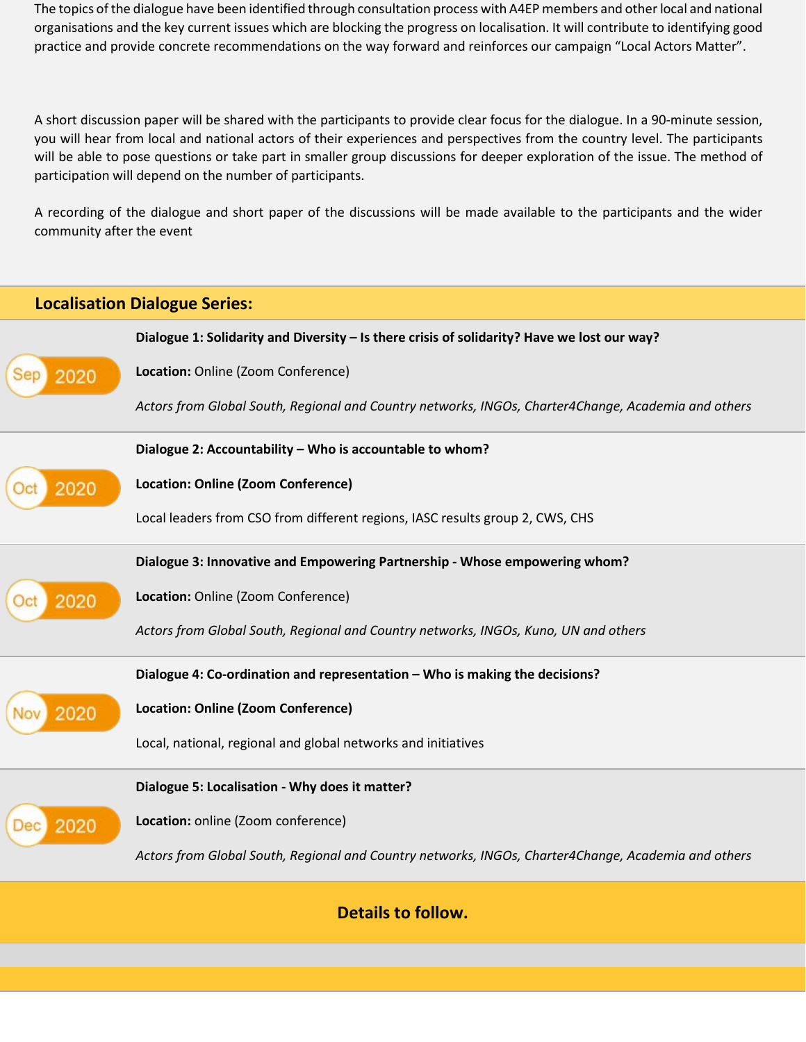The topics of the dialogue have been identified through consultation process with A4EP members and other local and national organisations and the key current issues which are blocking the progress on localisation. It will contribute to identifying good practice and provide concrete recommendations on the way forward and reinforces our campaign "Local Actors Matter".

A short discussion paper will be shared with the participants to provide clear focus for the dialogue. In a 90-minute session, you will hear from local and national actors of their experiences and perspectives from the country level. The participants will be able to pose questions or take part in smaller group discussions for deeper exploration of the issue. The method of participation will depend on the number of participants.

A recording of the dialogue and short paper of the discussions will be made available to the participants and the wider community after the event

## Localisation Dialogue Series:

**Sep 2020**

**Dialogue 1: Solidarity and Diversity – Is there crisis of solidarity? Have we lost our way?**

**Location:** Online (Zoom Conference)

*Actors from Global South, Regional and Country networks, INGOs, Charter4Change, Academia and others*

**Oct 2020**

**Dialogue 2: Accountability – Who is accountable to whom?**

**Location: Online (Zoom Conference)**

Local leaders from CSO from different regions, IASC results group 2, CWS, CHS

**Oct 2020**

**Dialogue 3: Innovative and Empowering Partnership - Whose empowering whom?**

**Location:** Online (Zoom Conference)

*Actors from Global South, Regional and Country networks, INGOs, Kuno, UN and others*

**Nov 2020**

**Dialogue 4: Co-ordination and representation – Who is making the decisions?**

**Location: Online (Zoom Conference)**

Local, national, regional and global networks and initiatives

**Dec 2020**

**Dialogue 5: Localisation - Why does it matter?**

**Location:** online (Zoom conference)

*Actors from Global South, Regional and Country networks, INGOs, Charter4Change, Academia and others*

**Details to follow.**